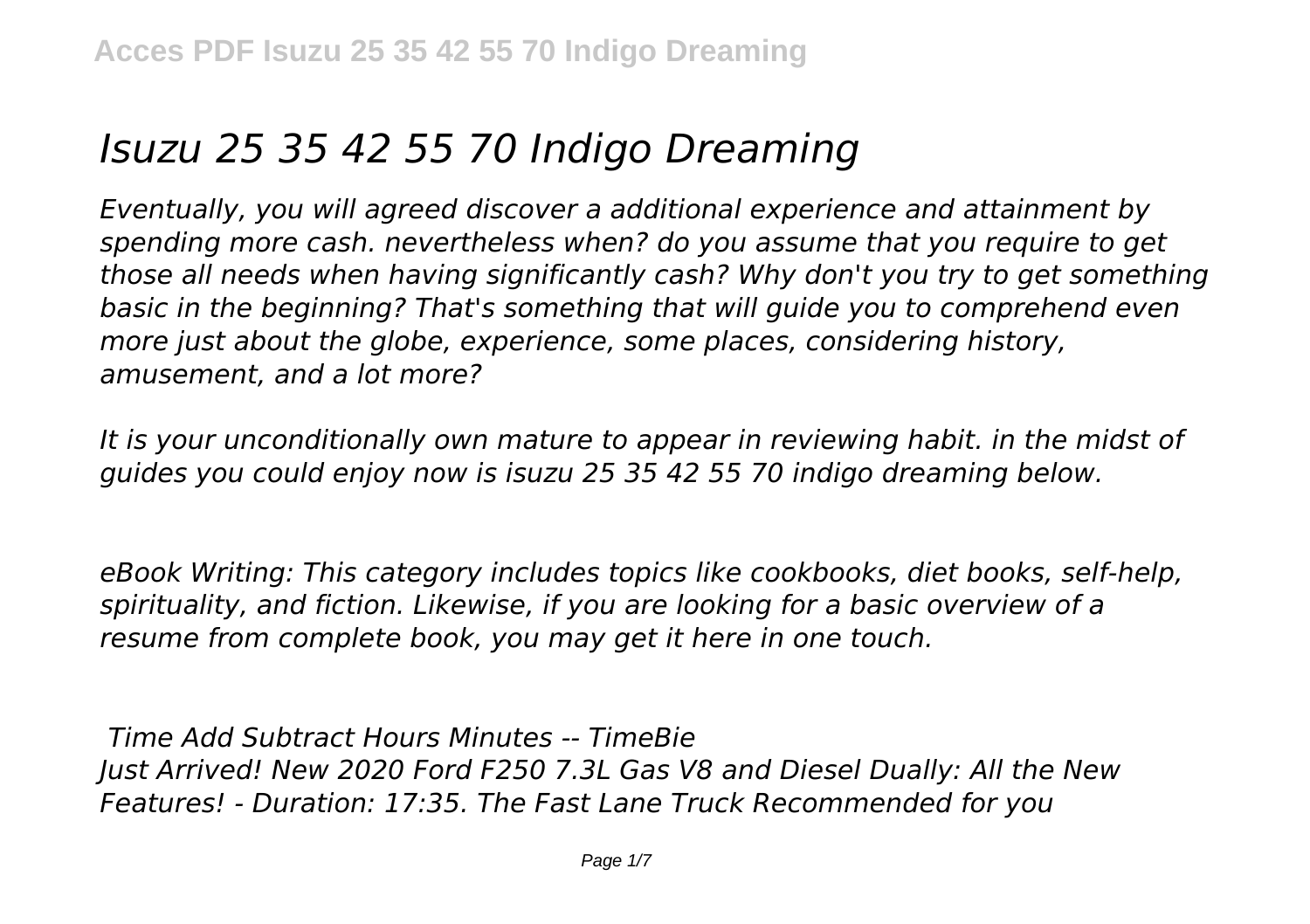# *Isuzu 25 35 42 55 70 Indigo Dreaming*

*Eventually, you will agreed discover a additional experience and attainment by spending more cash. nevertheless when? do you assume that you require to get those all needs when having significantly cash? Why don't you try to get something basic in the beginning? That's something that will guide you to comprehend even more just about the globe, experience, some places, considering history, amusement, and a lot more?*

*It is your unconditionally own mature to appear in reviewing habit. in the midst of guides you could enjoy now is isuzu 25 35 42 55 70 indigo dreaming below.*

*eBook Writing: This category includes topics like cookbooks, diet books, self-help, spirituality, and fiction. Likewise, if you are looking for a basic overview of a resume from complete book, you may get it here in one touch.*

***Time Add Subtract Hours Minutes -- TimeBie***

*Just Arrived! New 2020 Ford F250 7.3L Gas V8 and Diesel Dually: All the New Features! - Duration: 17:35. The Fast Lane Truck Recommended for you*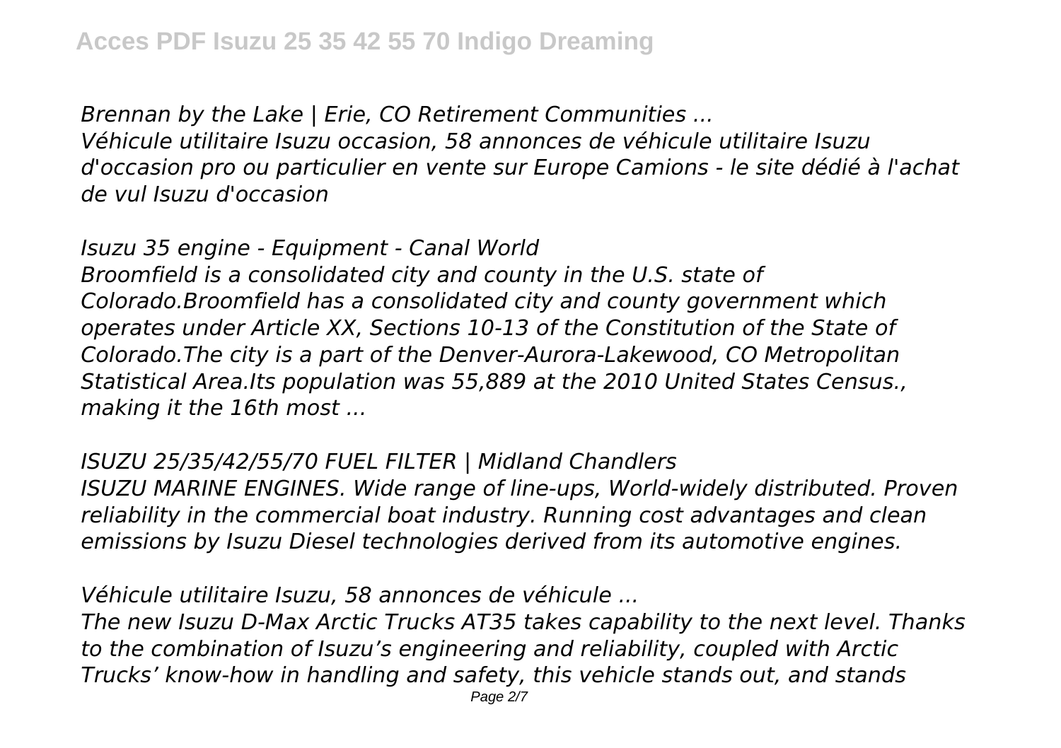*Brennan by the Lake | Erie, CO Retirement Communities ...*
*Véhicule utilitaire Isuzu occasion, 58 annonces de véhicule utilitaire Isuzu d'occasion pro ou particulier en vente sur Europe Camions - le site dédié à l'achat de vul Isuzu d'occasion*

*Isuzu 35 engine - Equipment - Canal World*
*Broomfield is a consolidated city and county in the U.S. state of Colorado.Broomfield has a consolidated city and county government which operates under Article XX, Sections 10-13 of the Constitution of the State of Colorado.The city is a part of the Denver-Aurora-Lakewood, CO Metropolitan Statistical Area.Its population was 55,889 at the 2010 United States Census., making it the 16th most ...*

*ISUZU 25/35/42/55/70 FUEL FILTER | Midland Chandlers*
*ISUZU MARINE ENGINES. Wide range of line-ups, World-widely distributed. Proven reliability in the commercial boat industry. Running cost advantages and clean emissions by Isuzu Diesel technologies derived from its automotive engines.*

*Véhicule utilitaire Isuzu, 58 annonces de véhicule ...*
*The new Isuzu D-Max Arctic Trucks AT35 takes capability to the next level. Thanks to the combination of Isuzu's engineering and reliability, coupled with Arctic Trucks' know-how in handling and safety, this vehicle stands out, and stands*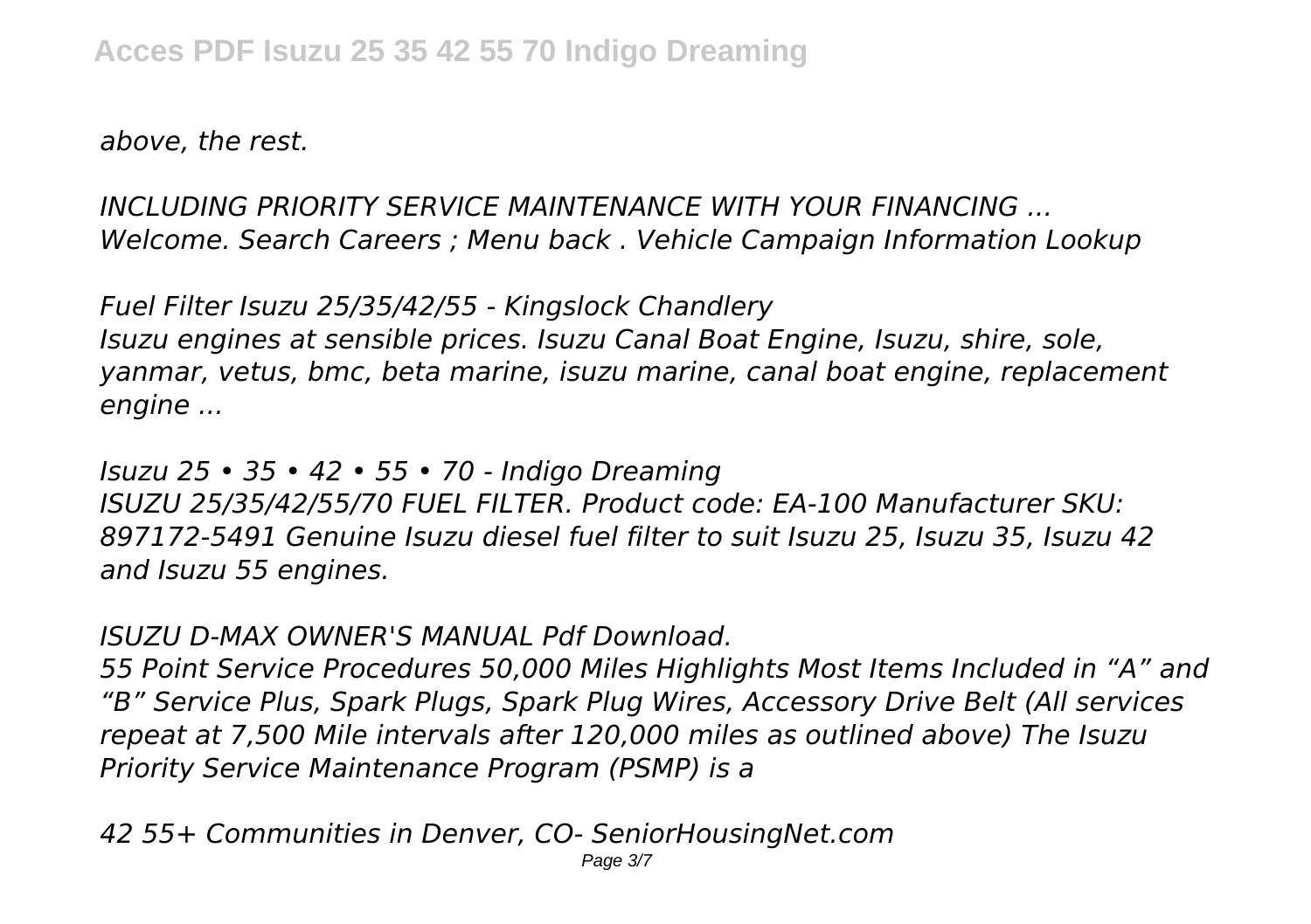*above, the rest.*

*INCLUDING PRIORITY SERVICE MAINTENANCE WITH YOUR FINANCING ...*
*Welcome. Search Careers ; Menu back . Vehicle Campaign Information Lookup*

*Fuel Filter Isuzu 25/35/42/55 - Kingslock Chandlery*
*Isuzu engines at sensible prices. Isuzu Canal Boat Engine, Isuzu, shire, sole, yanmar, vetus, bmc, beta marine, isuzu marine, canal boat engine, replacement engine ...*

*Isuzu 25 • 35 • 42 • 55 • 70 - Indigo Dreaming*
*ISUZU 25/35/42/55/70 FUEL FILTER. Product code: EA-100 Manufacturer SKU: 897172-5491 Genuine Isuzu diesel fuel filter to suit Isuzu 25, Isuzu 35, Isuzu 42 and Isuzu 55 engines.*

*ISUZU D-MAX OWNER'S MANUAL Pdf Download.*
*55 Point Service Procedures 50,000 Miles Highlights Most Items Included in "A" and "B" Service Plus, Spark Plugs, Spark Plug Wires, Accessory Drive Belt (All services repeat at 7,500 Mile intervals after 120,000 miles as outlined above) The Isuzu Priority Service Maintenance Program (PSMP) is a*

*42 55+ Communities in Denver, CO- SeniorHousingNet.com*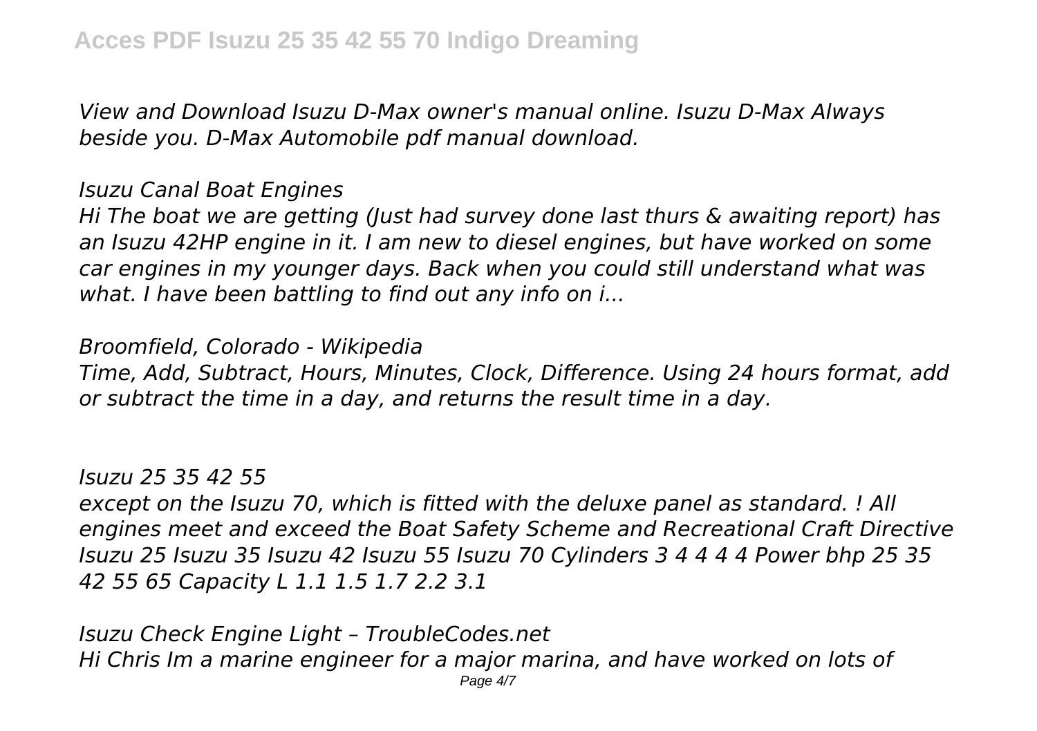*View and Download Isuzu D-Max owner's manual online. Isuzu D-Max Always beside you. D-Max Automobile pdf manual download.*

*Isuzu Canal Boat Engines*

*Hi The boat we are getting (Just had survey done last thurs & awaiting report) has an Isuzu 42HP engine in it. I am new to diesel engines, but have worked on some car engines in my younger days. Back when you could still understand what was what. I have been battling to find out any info on i...*

*Broomfield, Colorado - Wikipedia*

*Time, Add, Subtract, Hours, Minutes, Clock, Difference. Using 24 hours format, add or subtract the time in a day, and returns the result time in a day.*

*Isuzu 25 35 42 55*

*except on the Isuzu 70, which is fitted with the deluxe panel as standard. ! All engines meet and exceed the Boat Safety Scheme and Recreational Craft Directive Isuzu 25 Isuzu 35 Isuzu 42 Isuzu 55 Isuzu 70 Cylinders 3 4 4 4 4 Power bhp 25 35 42 55 65 Capacity L 1.1 1.5 1.7 2.2 3.1*

*Isuzu Check Engine Light – TroubleCodes.net*

*Hi Chris Im a marine engineer for a major marina, and have worked on lots of*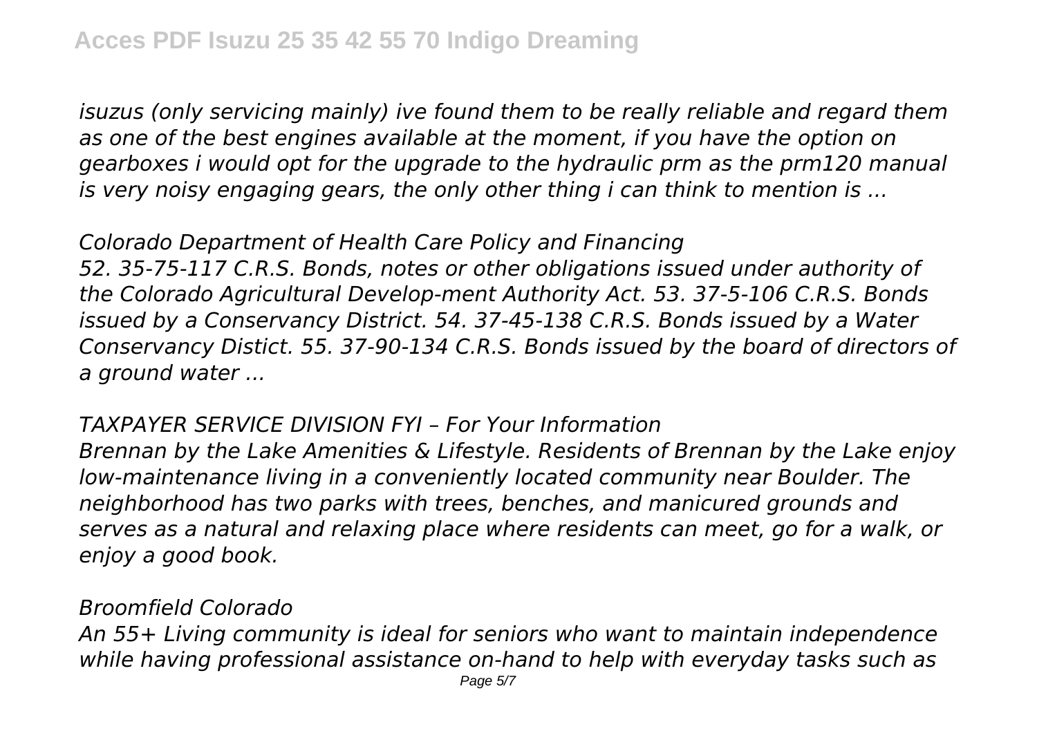*isuzus (only servicing mainly) ive found them to be really reliable and regard them as one of the best engines available at the moment, if you have the option on gearboxes i would opt for the upgrade to the hydraulic prm as the prm120 manual is very noisy engaging gears, the only other thing i can think to mention is ...*

*Colorado Department of Health Care Policy and Financing*

*52. 35-75-117 C.R.S. Bonds, notes or other obligations issued under authority of the Colorado Agricultural Develop-ment Authority Act. 53. 37-5-106 C.R.S. Bonds issued by a Conservancy District. 54. 37-45-138 C.R.S. Bonds issued by a Water Conservancy Distict. 55. 37-90-134 C.R.S. Bonds issued by the board of directors of a ground water ...*

*TAXPAYER SERVICE DIVISION FYI – For Your Information*

*Brennan by the Lake Amenities & Lifestyle. Residents of Brennan by the Lake enjoy low-maintenance living in a conveniently located community near Boulder. The neighborhood has two parks with trees, benches, and manicured grounds and serves as a natural and relaxing place where residents can meet, go for a walk, or enjoy a good book.*

*Broomfield Colorado*

*An 55+ Living community is ideal for seniors who want to maintain independence while having professional assistance on-hand to help with everyday tasks such as*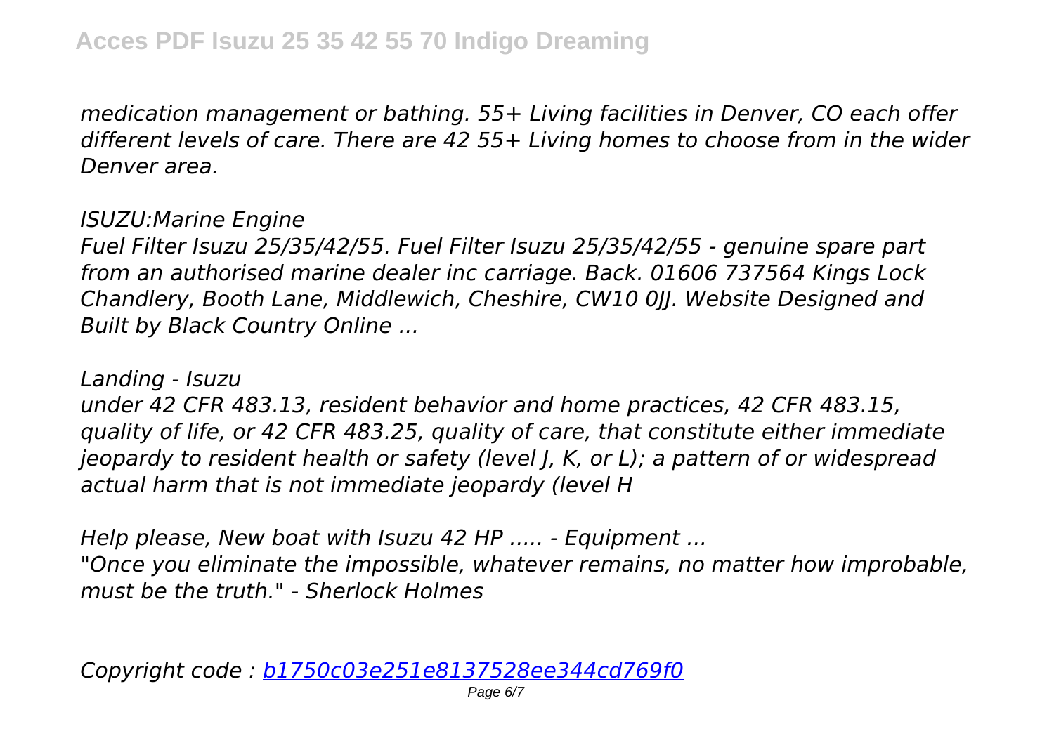*medication management or bathing. 55+ Living facilities in Denver, CO each offer different levels of care. There are 42 55+ Living homes to choose from in the wider Denver area.*

*ISUZU:Marine Engine*

*Fuel Filter Isuzu 25/35/42/55. Fuel Filter Isuzu 25/35/42/55 - genuine spare part from an authorised marine dealer inc carriage. Back. 01606 737564 Kings Lock Chandlery, Booth Lane, Middlewich, Cheshire, CW10 0JJ. Website Designed and Built by Black Country Online ...*

*Landing - Isuzu*

*under 42 CFR 483.13, resident behavior and home practices, 42 CFR 483.15, quality of life, or 42 CFR 483.25, quality of care, that constitute either immediate jeopardy to resident health or safety (level J, K, or L); a pattern of or widespread actual harm that is not immediate jeopardy (level H*

*Help please, New boat with Isuzu 42 HP ..... - Equipment ...*

*"Once you eliminate the impossible, whatever remains, no matter how improbable, must be the truth." - Sherlock Holmes*

*Copyright code : b1750c03e251e8137528ee344cd769f0*